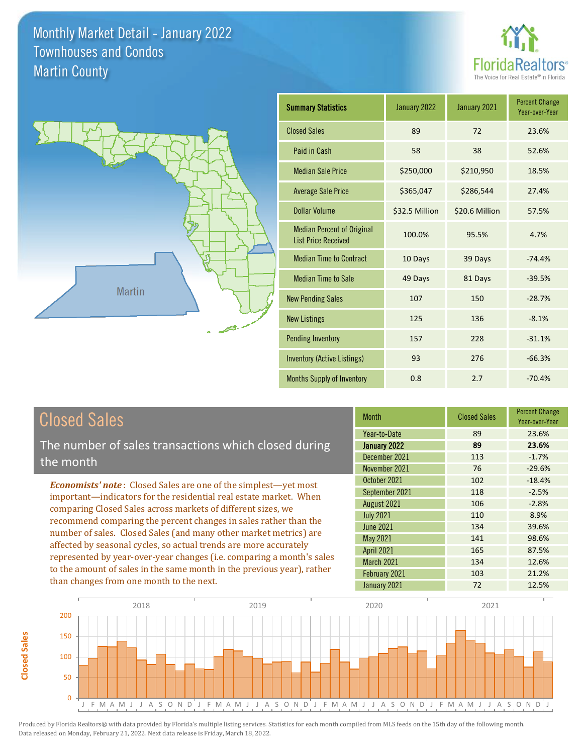# Monthly Market Detail - January 2022
## Townhouses and Condos
## Martin County

FloridaRealtors® The Voice for Real Estate® in Florida

Martin

| Summary Statistics | January 2022 | January 2021 | Percent Change Year-over-Year |
|---|---|---|---|
| Closed Sales | 89 | 72 | 23.6% |
| Paid in Cash | 58 | 38 | 52.6% |
| Median Sale Price | $250,000 | $210,950 | 18.5% |
| Average Sale Price | $365,047 | $286,544 | 27.4% |
| Dollar Volume | $32.5 Million | $20.6 Million | 57.5% |
| Median Percent of Original List Price Received | 100.0% | 95.5% | 4.7% |
| Median Time to Contract | 10 Days | 39 Days | -74.4% |
| Median Time to Sale | 49 Days | 81 Days | -39.5% |
| New Pending Sales | 107 | 150 | -28.7% |
| New Listings | 125 | 136 | -8.1% |
| Pending Inventory | 157 | 228 | -31.1% |
| Inventory (Active Listings) | 93 | 276 | -66.3% |
| Months Supply of Inventory | 0.8 | 2.7 | -70.4% |

## Closed Sales

The number of sales transactions which closed during the month

***Economists' note***: Closed Sales are one of the simplest—yet most important—indicators for the residential real estate market. When comparing Closed Sales across markets of different sizes, we recommend comparing the percent changes in sales rather than the number of sales. Closed Sales (and many other market metrics) are affected by seasonal cycles, so actual trends are more accurately represented by year-over-year changes (i.e. comparing a month's sales to the amount of sales in the same month in the previous year), rather than changes from one month to the next.

| Month | Closed Sales | Percent Change Year-over-Year |
|---|---|---|
| Year-to-Date | 89 | 23.6% |
| **January 2022** | **89** | **23.6%** |
| December 2021 | 113 | -1.7% |
| November 2021 | 76 | -29.6% |
| October 2021 | 102 | -18.4% |
| September 2021 | 118 | -2.5% |
| August 2021 | 106 | -2.8% |
| July 2021 | 110 | 8.9% |
| June 2021 | 134 | 39.6% |
| May 2021 | 141 | 98.6% |
| April 2021 | 165 | 87.5% |
| March 2021 | 134 | 12.6% |
| February 2021 | 103 | 21.2% |
| January 2021 | 72 | 12.5% |

Produced by Florida Realtors® with data provided by Florida's multiple listing services. Statistics for each month compiled from MLS feeds on the 15th day of the following month. Data released on Monday, February 21, 2022. Next data release is Friday, March 18, 2022.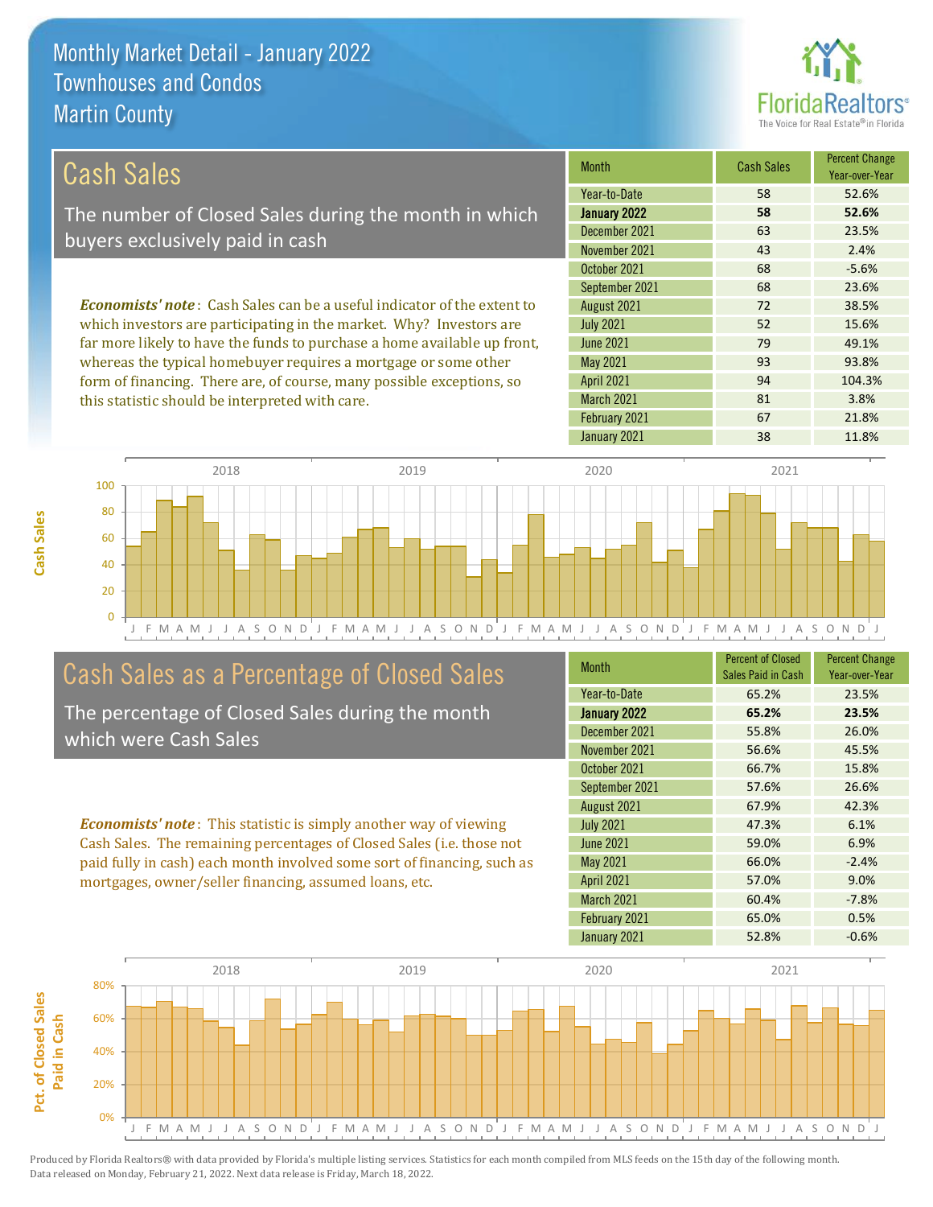# Monthly Market Detail - January 2022
## Townhouses and Condos
## Martin County

## Cash Sales

The number of Closed Sales during the month in which buyers exclusively paid in cash

***Economists' note***: Cash Sales can be a useful indicator of the extent to which investors are participating in the market. Why? Investors are far more likely to have the funds to purchase a home available up front, whereas the typical homebuyer requires a mortgage or some other form of financing. There are, of course, many possible exceptions, so this statistic should be interpreted with care.

| Month | Cash Sales | Percent Change Year-over-Year |
|---|---|---|
| Year-to-Date | 58 | 52.6% |
| **January 2022** | **58** | **52.6%** |
| December 2021 | 63 | 23.5% |
| November 2021 | 43 | 2.4% |
| October 2021 | 68 | -5.6% |
| September 2021 | 68 | 23.6% |
| August 2021 | 72 | 38.5% |
| July 2021 | 52 | 15.6% |
| June 2021 | 79 | 49.1% |
| May 2021 | 93 | 93.8% |
| April 2021 | 94 | 104.3% |
| March 2021 | 81 | 3.8% |
| February 2021 | 67 | 21.8% |
| January 2021 | 38 | 11.8% |

## Cash Sales as a Percentage of Closed Sales

The percentage of Closed Sales during the month which were Cash Sales

***Economists' note***: This statistic is simply another way of viewing Cash Sales. The remaining percentages of Closed Sales (i.e. those not paid fully in cash) each month involved some sort of financing, such as mortgages, owner/seller financing, assumed loans, etc.

| Month | Percent of Closed Sales Paid in Cash | Percent Change Year-over-Year |
|---|---|---|
| Year-to-Date | 65.2% | 23.5% |
| **January 2022** | **65.2%** | **23.5%** |
| December 2021 | 55.8% | 26.0% |
| November 2021 | 56.6% | 45.5% |
| October 2021 | 66.7% | 15.8% |
| September 2021 | 57.6% | 26.6% |
| August 2021 | 67.9% | 42.3% |
| July 2021 | 47.3% | 6.1% |
| June 2021 | 59.0% | 6.9% |
| May 2021 | 66.0% | -2.4% |
| April 2021 | 57.0% | 9.0% |
| March 2021 | 60.4% | -7.8% |
| February 2021 | 65.0% | 0.5% |
| January 2021 | 52.8% | -0.6% |

Produced by Florida Realtors® with data provided by Florida's multiple listing services. Statistics for each month compiled from MLS feeds on the 15th day of the following month. Data released on Monday, February 21, 2022. Next data release is Friday, March 18, 2022.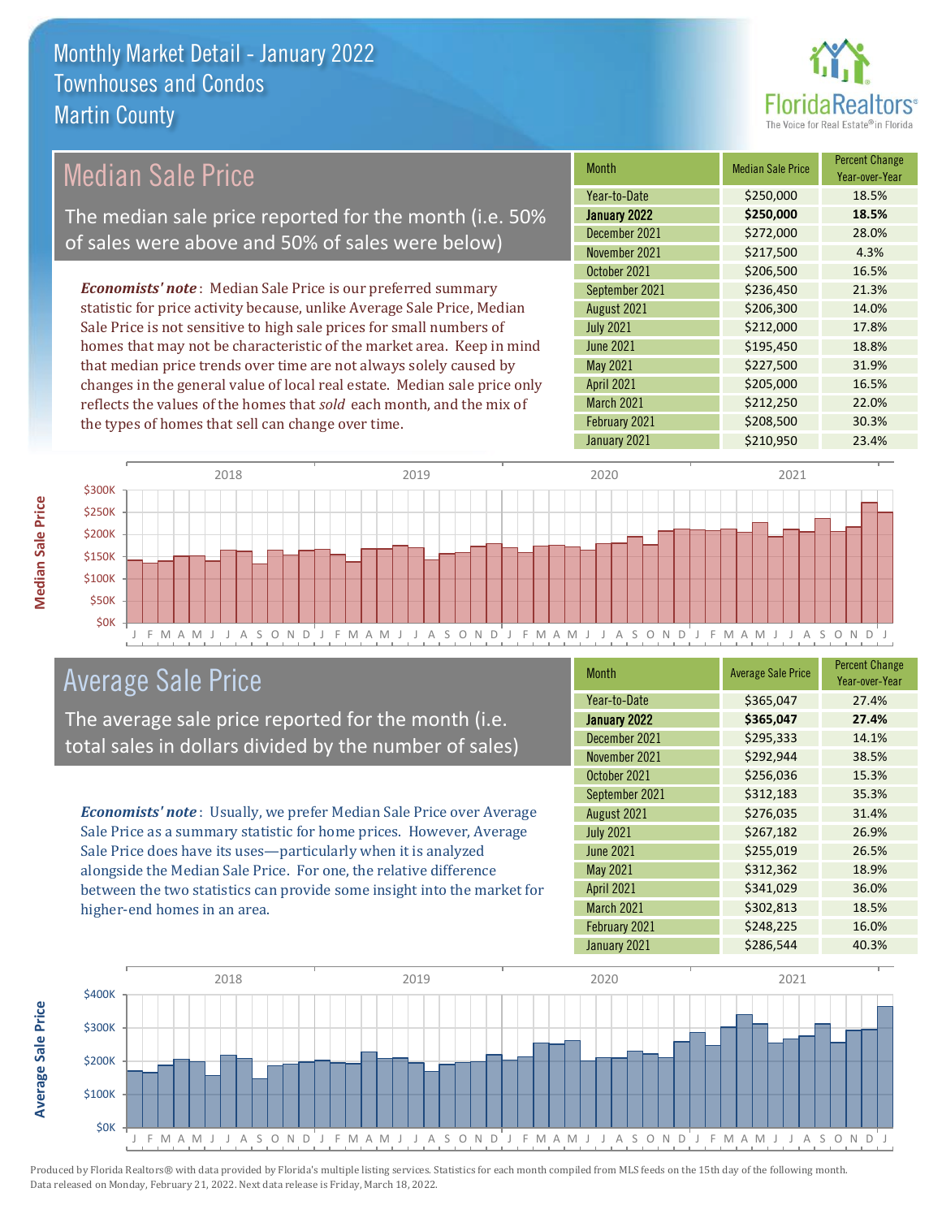# Monthly Market Detail - January 2022
## Townhouses and Condos
## Martin County

## Median Sale Price

The median sale price reported for the month (i.e. 50% of sales were above and 50% of sales were below)

***Economists' note***: Median Sale Price is our preferred summary statistic for price activity because, unlike Average Sale Price, Median Sale Price is not sensitive to high sale prices for small numbers of homes that may not be characteristic of the market area. Keep in mind that median price trends over time are not always solely caused by changes in the general value of local real estate. Median sale price only reflects the values of the homes that *sold* each month, and the mix of the types of homes that sell can change over time.

| Month | Median Sale Price | Percent Change Year-over-Year |
|---|---|---|
| Year-to-Date | $250,000 | 18.5% |
| **January 2022** | **$250,000** | **18.5%** |
| December 2021 | $272,000 | 28.0% |
| November 2021 | $217,500 | 4.3% |
| October 2021 | $206,500 | 16.5% |
| September 2021 | $236,450 | 21.3% |
| August 2021 | $206,300 | 14.0% |
| July 2021 | $212,000 | 17.8% |
| June 2021 | $195,450 | 18.8% |
| May 2021 | $227,500 | 31.9% |
| April 2021 | $205,000 | 16.5% |
| March 2021 | $212,250 | 22.0% |
| February 2021 | $208,500 | 30.3% |
| January 2021 | $210,950 | 23.4% |

## Average Sale Price

The average sale price reported for the month (i.e. total sales in dollars divided by the number of sales)

***Economists' note***: Usually, we prefer Median Sale Price over Average Sale Price as a summary statistic for home prices. However, Average Sale Price does have its uses—particularly when it is analyzed alongside the Median Sale Price. For one, the relative difference between the two statistics can provide some insight into the market for higher-end homes in an area.

| Month | Average Sale Price | Percent Change Year-over-Year |
|---|---|---|
| Year-to-Date | $365,047 | 27.4% |
| **January 2022** | **$365,047** | **27.4%** |
| December 2021 | $295,333 | 14.1% |
| November 2021 | $292,944 | 38.5% |
| October 2021 | $256,036 | 15.3% |
| September 2021 | $312,183 | 35.3% |
| August 2021 | $276,035 | 31.4% |
| July 2021 | $267,182 | 26.9% |
| June 2021 | $255,019 | 26.5% |
| May 2021 | $312,362 | 18.9% |
| April 2021 | $341,029 | 36.0% |
| March 2021 | $302,813 | 18.5% |
| February 2021 | $248,225 | 16.0% |
| January 2021 | $286,544 | 40.3% |

Produced by Florida Realtors® with data provided by Florida's multiple listing services. Statistics for each month compiled from MLS feeds on the 15th day of the following month. Data released on Monday, February 21, 2022. Next data release is Friday, March 18, 2022.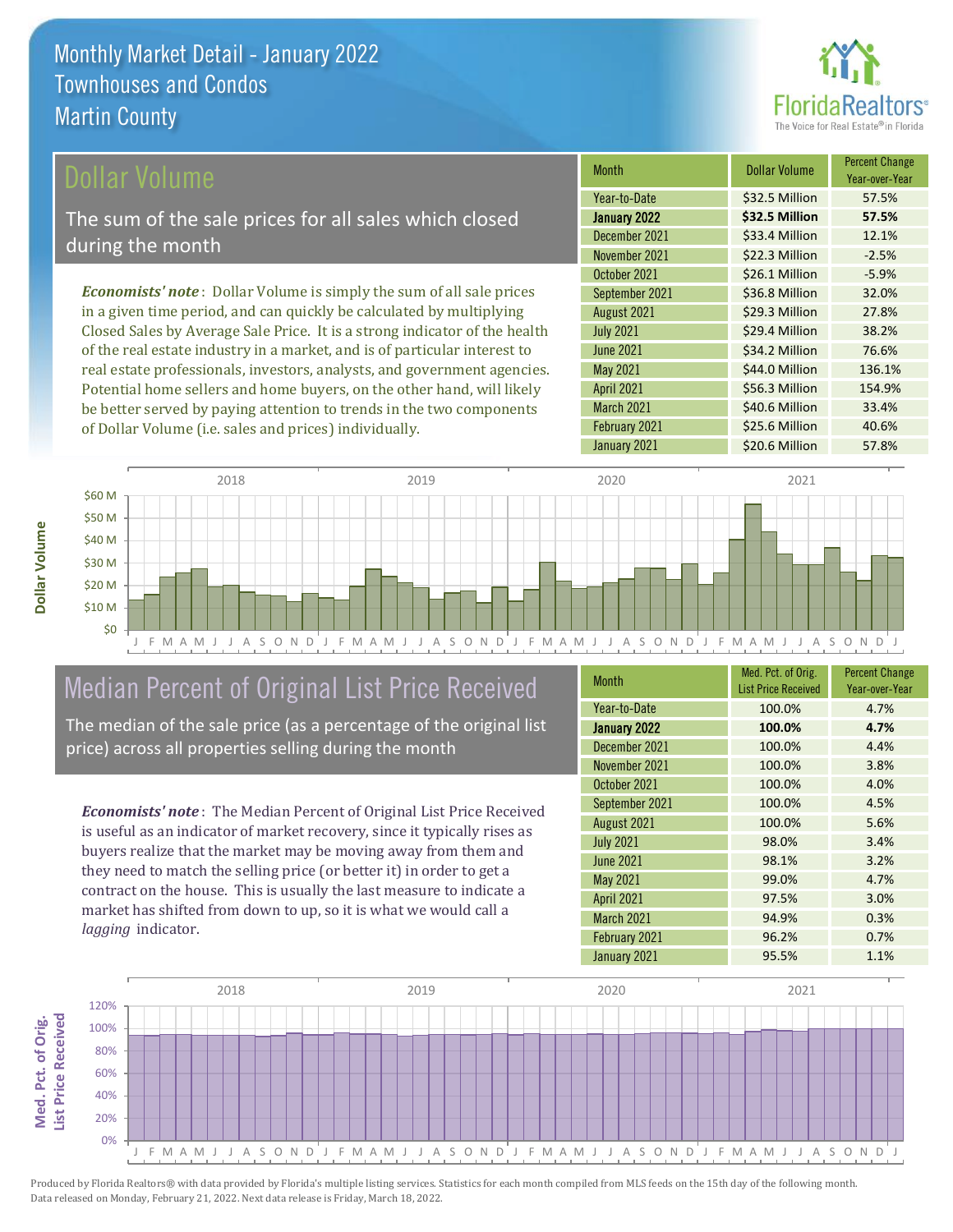# Monthly Market Detail - January 2022
## Townhouses and Condos
## Martin County

## Dollar Volume

The sum of the sale prices for all sales which closed during the month

***Economists' note*** : Dollar Volume is simply the sum of all sale prices in a given time period, and can quickly be calculated by multiplying Closed Sales by Average Sale Price. It is a strong indicator of the health of the real estate industry in a market, and is of particular interest to real estate professionals, investors, analysts, and government agencies. Potential home sellers and home buyers, on the other hand, will likely be better served by paying attention to trends in the two components of Dollar Volume (i.e. sales and prices) individually.

| Month | Dollar Volume | Percent Change Year-over-Year |
|---|---|---|
| Year-to-Date | $32.5 Million | 57.5% |
| **January 2022** | **$32.5 Million** | **57.5%** |
| December 2021 | $33.4 Million | 12.1% |
| November 2021 | $22.3 Million | -2.5% |
| October 2021 | $26.1 Million | -5.9% |
| September 2021 | $36.8 Million | 32.0% |
| August 2021 | $29.3 Million | 27.8% |
| July 2021 | $29.4 Million | 38.2% |
| June 2021 | $34.2 Million | 76.6% |
| May 2021 | $44.0 Million | 136.1% |
| April 2021 | $56.3 Million | 154.9% |
| March 2021 | $40.6 Million | 33.4% |
| February 2021 | $25.6 Million | 40.6% |
| January 2021 | $20.6 Million | 57.8% |

## Median Percent of Original List Price Received

The median of the sale price (as a percentage of the original list price) across all properties selling during the month

***Economists' note*** : The Median Percent of Original List Price Received is useful as an indicator of market recovery, since it typically rises as buyers realize that the market may be moving away from them and they need to match the selling price (or better it) in order to get a contract on the house. This is usually the last measure to indicate a market has shifted from down to up, so it is what we would call a *lagging* indicator.

| Month | Med. Pct. of Orig. List Price Received | Percent Change Year-over-Year |
|---|---|---|
| Year-to-Date | 100.0% | 4.7% |
| **January 2022** | **100.0%** | **4.7%** |
| December 2021 | 100.0% | 4.4% |
| November 2021 | 100.0% | 3.8% |
| October 2021 | 100.0% | 4.0% |
| September 2021 | 100.0% | 4.5% |
| August 2021 | 100.0% | 5.6% |
| July 2021 | 98.0% | 3.4% |
| June 2021 | 98.1% | 3.2% |
| May 2021 | 99.0% | 4.7% |
| April 2021 | 97.5% | 3.0% |
| March 2021 | 94.9% | 0.3% |
| February 2021 | 96.2% | 0.7% |
| January 2021 | 95.5% | 1.1% |

Produced by Florida Realtors® with data provided by Florida's multiple listing services. Statistics for each month compiled from MLS feeds on the 15th day of the following month. Data released on Monday, February 21, 2022. Next data release is Friday, March 18, 2022.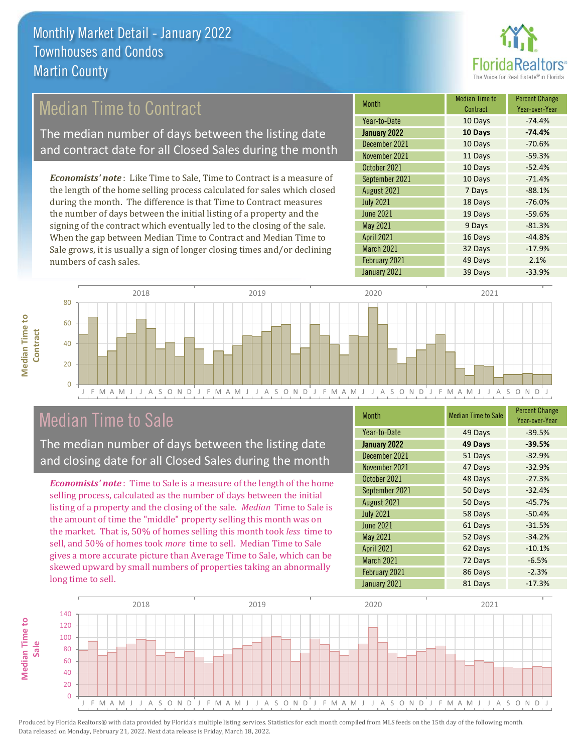# Monthly Market Detail - January 2022
## Townhouses and Condos
## Martin County

## Median Time to Contract

The median number of days between the listing date and contract date for all Closed Sales during the month

*Economists' note*: Like Time to Sale, Time to Contract is a measure of the length of the home selling process calculated for sales which closed during the month. The difference is that Time to Contract measures the number of days between the initial listing of a property and the signing of the contract which eventually led to the closing of the sale. When the gap between Median Time to Contract and Median Time to Sale grows, it is usually a sign of longer closing times and/or declining numbers of cash sales.

| Month | Median Time to Contract | Percent Change Year-over-Year |
|---|---|---|
| Year-to-Date | 10 Days | -74.4% |
| **January 2022** | **10 Days** | **-74.4%** |
| December 2021 | 10 Days | -70.6% |
| November 2021 | 11 Days | -59.3% |
| October 2021 | 10 Days | -52.4% |
| September 2021 | 10 Days | -71.4% |
| August 2021 | 7 Days | -88.1% |
| July 2021 | 18 Days | -76.0% |
| June 2021 | 19 Days | -59.6% |
| May 2021 | 9 Days | -81.3% |
| April 2021 | 16 Days | -44.8% |
| March 2021 | 32 Days | -17.9% |
| February 2021 | 49 Days | 2.1% |
| January 2021 | 39 Days | -33.9% |

## Median Time to Sale

The median number of days between the listing date and closing date for all Closed Sales during the month

*Economists' note*: Time to Sale is a measure of the length of the home selling process, calculated as the number of days between the initial listing of a property and the closing of the sale. *Median* Time to Sale is the amount of time the "middle" property selling this month was on the market. That is, 50% of homes selling this month took *less* time to sell, and 50% of homes took *more* time to sell. Median Time to Sale gives a more accurate picture than Average Time to Sale, which can be skewed upward by small numbers of properties taking an abnormally long time to sell.

| Month | Median Time to Sale | Percent Change Year-over-Year |
|---|---|---|
| Year-to-Date | 49 Days | -39.5% |
| **January 2022** | **49 Days** | **-39.5%** |
| December 2021 | 51 Days | -32.9% |
| November 2021 | 47 Days | -32.9% |
| October 2021 | 48 Days | -27.3% |
| September 2021 | 50 Days | -32.4% |
| August 2021 | 50 Days | -45.7% |
| July 2021 | 58 Days | -50.4% |
| June 2021 | 61 Days | -31.5% |
| May 2021 | 52 Days | -34.2% |
| April 2021 | 62 Days | -10.1% |
| March 2021 | 72 Days | -6.5% |
| February 2021 | 86 Days | -2.3% |
| January 2021 | 81 Days | -17.3% |

Produced by Florida Realtors® with data provided by Florida's multiple listing services. Statistics for each month compiled from MLS feeds on the 15th day of the following month. Data released on Monday, February 21, 2022. Next data release is Friday, March 18, 2022.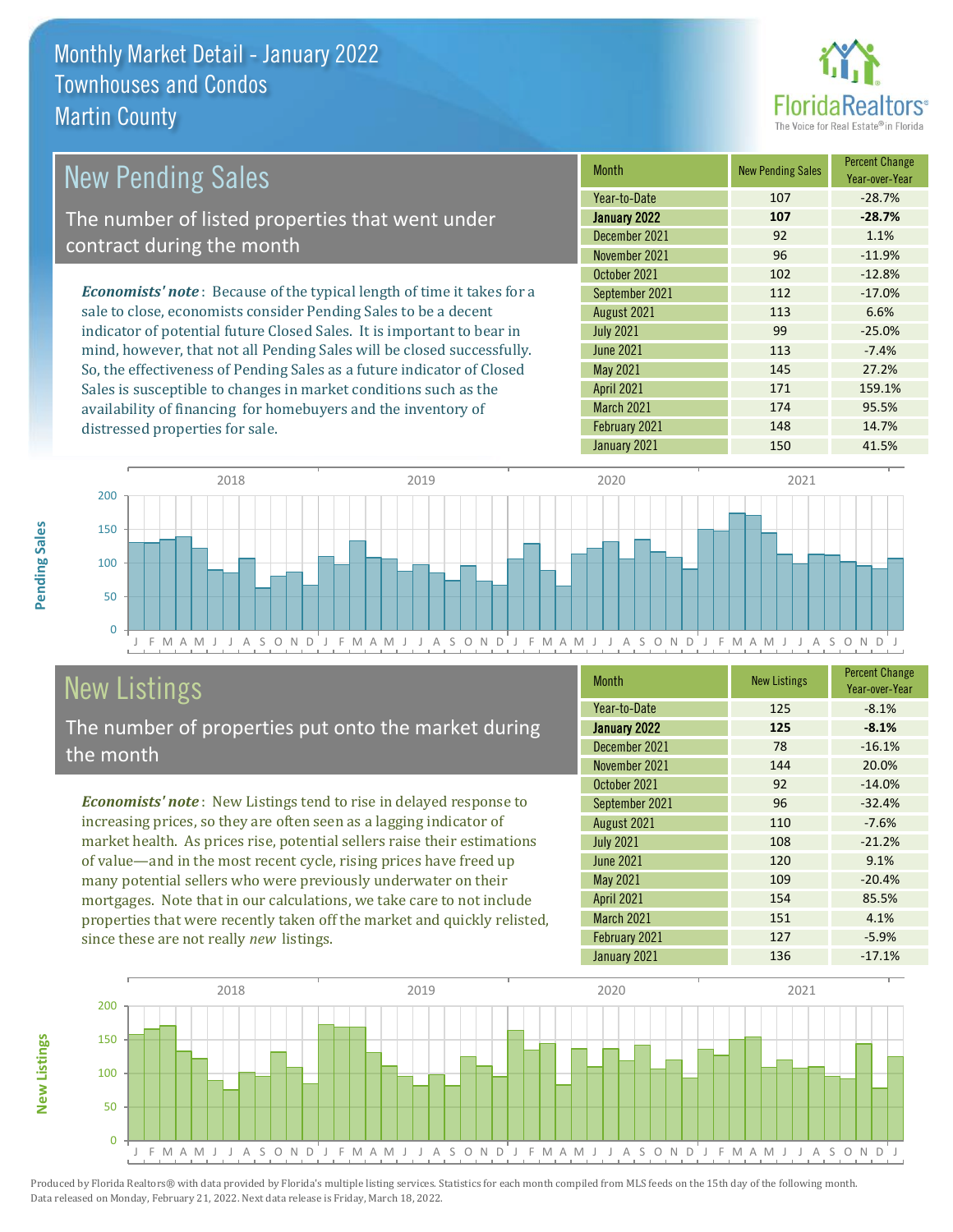# Monthly Market Detail - January 2022
## Townhouses and Condos
## Martin County

## New Pending Sales

The number of listed properties that went under contract during the month

*Economists' note*: Because of the typical length of time it takes for a sale to close, economists consider Pending Sales to be a decent indicator of potential future Closed Sales. It is important to bear in mind, however, that not all Pending Sales will be closed successfully. So, the effectiveness of Pending Sales as a future indicator of Closed Sales is susceptible to changes in market conditions such as the availability of financing for homebuyers and the inventory of distressed properties for sale.

| Month | New Pending Sales | Percent Change Year-over-Year |
|---|---|---|
| Year-to-Date | 107 | -28.7% |
| **January 2022** | **107** | **-28.7%** |
| December 2021 | 92 | 1.1% |
| November 2021 | 96 | -11.9% |
| October 2021 | 102 | -12.8% |
| September 2021 | 112 | -17.0% |
| August 2021 | 113 | 6.6% |
| July 2021 | 99 | -25.0% |
| June 2021 | 113 | -7.4% |
| May 2021 | 145 | 27.2% |
| April 2021 | 171 | 159.1% |
| March 2021 | 174 | 95.5% |
| February 2021 | 148 | 14.7% |
| January 2021 | 150 | 41.5% |

## New Listings

The number of properties put onto the market during the month

*Economists' note*: New Listings tend to rise in delayed response to increasing prices, so they are often seen as a lagging indicator of market health. As prices rise, potential sellers raise their estimations of value—and in the most recent cycle, rising prices have freed up many potential sellers who were previously underwater on their mortgages. Note that in our calculations, we take care to not include properties that were recently taken off the market and quickly relisted, since these are not really *new* listings.

| Month | New Listings | Percent Change Year-over-Year |
|---|---|---|
| Year-to-Date | 125 | -8.1% |
| **January 2022** | **125** | **-8.1%** |
| December 2021 | 78 | -16.1% |
| November 2021 | 144 | 20.0% |
| October 2021 | 92 | -14.0% |
| September 2021 | 96 | -32.4% |
| August 2021 | 110 | -7.6% |
| July 2021 | 108 | -21.2% |
| June 2021 | 120 | 9.1% |
| May 2021 | 109 | -20.4% |
| April 2021 | 154 | 85.5% |
| March 2021 | 151 | 4.1% |
| February 2021 | 127 | -5.9% |
| January 2021 | 136 | -17.1% |

Produced by Florida Realtors® with data provided by Florida's multiple listing services. Statistics for each month compiled from MLS feeds on the 15th day of the following month. Data released on Monday, February 21, 2022. Next data release is Friday, March 18, 2022.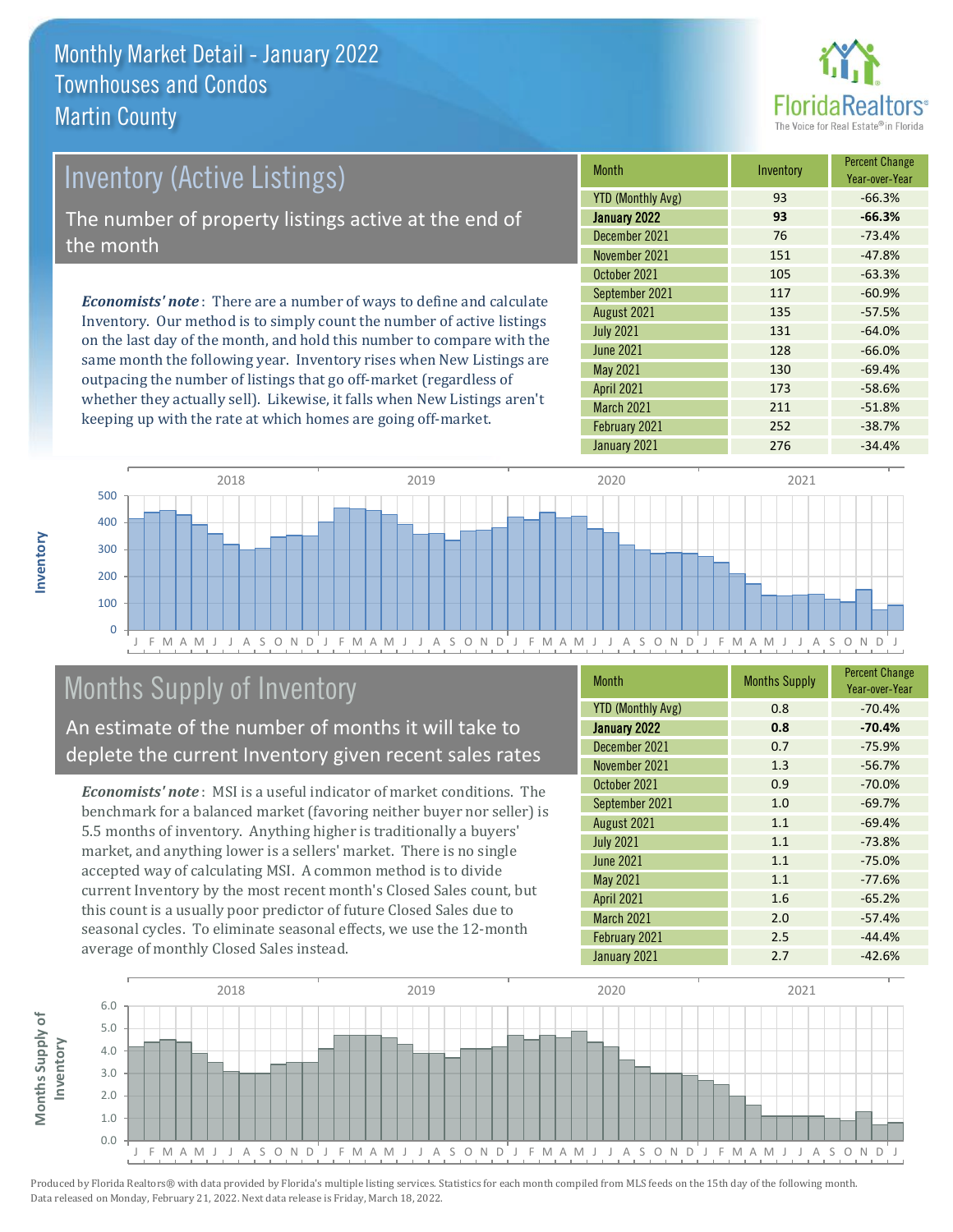# Monthly Market Detail - January 2022
## Townhouses and Condos
## Martin County

## Inventory (Active Listings)

The number of property listings active at the end of the month

*Economists' note*: There are a number of ways to define and calculate Inventory. Our method is to simply count the number of active listings on the last day of the month, and hold this number to compare with the same month the following year. Inventory rises when New Listings are outpacing the number of listings that go off-market (regardless of whether they actually sell). Likewise, it falls when New Listings aren't keeping up with the rate at which homes are going off-market.

| Month | Inventory | Percent Change Year-over-Year |
|---|---|---|
| YTD (Monthly Avg) | 93 | -66.3% |
| **January 2022** | **93** | **-66.3%** |
| December 2021 | 76 | -73.4% |
| November 2021 | 151 | -47.8% |
| October 2021 | 105 | -63.3% |
| September 2021 | 117 | -60.9% |
| August 2021 | 135 | -57.5% |
| July 2021 | 131 | -64.0% |
| June 2021 | 128 | -66.0% |
| May 2021 | 130 | -69.4% |
| April 2021 | 173 | -58.6% |
| March 2021 | 211 | -51.8% |
| February 2021 | 252 | -38.7% |
| January 2021 | 276 | -34.4% |

## Months Supply of Inventory

An estimate of the number of months it will take to deplete the current Inventory given recent sales rates

*Economists' note*: MSI is a useful indicator of market conditions. The benchmark for a balanced market (favoring neither buyer nor seller) is 5.5 months of inventory. Anything higher is traditionally a buyers' market, and anything lower is a sellers' market. There is no single accepted way of calculating MSI. A common method is to divide current Inventory by the most recent month's Closed Sales count, but this count is a usually poor predictor of future Closed Sales due to seasonal cycles. To eliminate seasonal effects, we use the 12-month average of monthly Closed Sales instead.

| Month | Months Supply | Percent Change Year-over-Year |
|---|---|---|
| YTD (Monthly Avg) | 0.8 | -70.4% |
| **January 2022** | **0.8** | **-70.4%** |
| December 2021 | 0.7 | -75.9% |
| November 2021 | 1.3 | -56.7% |
| October 2021 | 0.9 | -70.0% |
| September 2021 | 1.0 | -69.7% |
| August 2021 | 1.1 | -69.4% |
| July 2021 | 1.1 | -73.8% |
| June 2021 | 1.1 | -75.0% |
| May 2021 | 1.1 | -77.6% |
| April 2021 | 1.6 | -65.2% |
| March 2021 | 2.0 | -57.4% |
| February 2021 | 2.5 | -44.4% |
| January 2021 | 2.7 | -42.6% |

Produced by Florida Realtors® with data provided by Florida's multiple listing services. Statistics for each month compiled from MLS feeds on the 15th day of the following month. Data released on Monday, February 21, 2022. Next data release is Friday, March 18, 2022.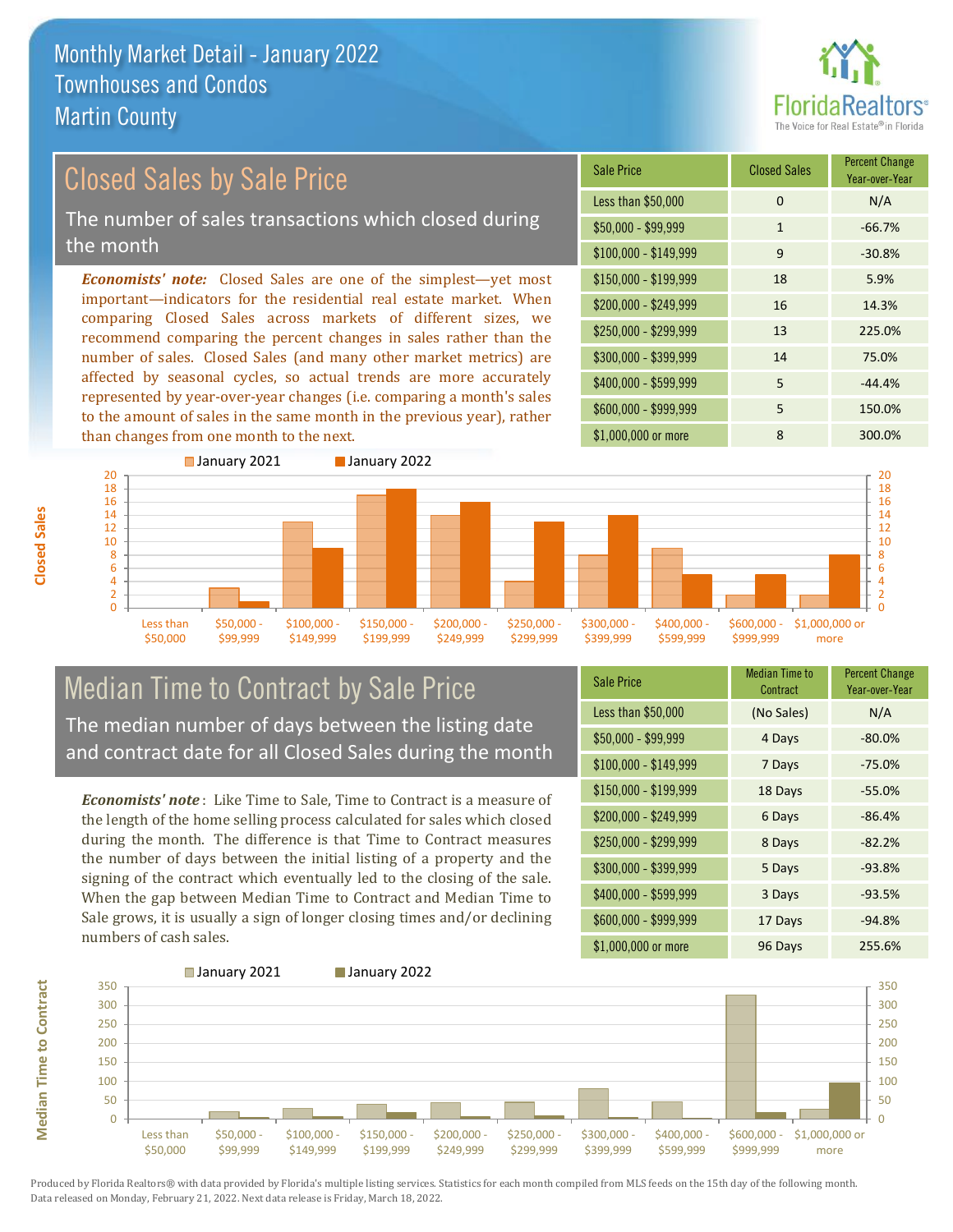# Monthly Market Detail - January 2022
## Townhouses and Condos
## Martin County

## Closed Sales by Sale Price

The number of sales transactions which closed during the month

*Economists' note:* Closed Sales are one of the simplest—yet most important—indicators for the residential real estate market. When comparing Closed Sales across markets of different sizes, we recommend comparing the percent changes in sales rather than the number of sales. Closed Sales (and many other market metrics) are affected by seasonal cycles, so actual trends are more accurately represented by year-over-year changes (i.e. comparing a month's sales to the amount of sales in the same month in the previous year), rather than changes from one month to the next.

| Sale Price | Closed Sales | Percent Change Year-over-Year |
|---|---|---|
| Less than $50,000 | 0 | N/A |
| $50,000 - $99,999 | 1 | -66.7% |
| $100,000 - $149,999 | 9 | -30.8% |
| $150,000 - $199,999 | 18 | 5.9% |
| $200,000 - $249,999 | 16 | 14.3% |
| $250,000 - $299,999 | 13 | 225.0% |
| $300,000 - $399,999 | 14 | 75.0% |
| $400,000 - $599,999 | 5 | -44.4% |
| $600,000 - $999,999 | 5 | 150.0% |
| $1,000,000 or more | 8 | 300.0% |

## Median Time to Contract by Sale Price

The median number of days between the listing date and contract date for all Closed Sales during the month

*Economists' note*: Like Time to Sale, Time to Contract is a measure of the length of the home selling process calculated for sales which closed during the month. The difference is that Time to Contract measures the number of days between the initial listing of a property and the signing of the contract which eventually led to the closing of the sale. When the gap between Median Time to Contract and Median Time to Sale grows, it is usually a sign of longer closing times and/or declining numbers of cash sales.

| Sale Price | Median Time to Contract | Percent Change Year-over-Year |
|---|---|---|
| Less than $50,000 | (No Sales) | N/A |
| $50,000 - $99,999 | 4 Days | -80.0% |
| $100,000 - $149,999 | 7 Days | -75.0% |
| $150,000 - $199,999 | 18 Days | -55.0% |
| $200,000 - $249,999 | 6 Days | -86.4% |
| $250,000 - $299,999 | 8 Days | -82.2% |
| $300,000 - $399,999 | 5 Days | -93.8% |
| $400,000 - $599,999 | 3 Days | -93.5% |
| $600,000 - $999,999 | 17 Days | -94.8% |
| $1,000,000 or more | 96 Days | 255.6% |

Produced by Florida Realtors® with data provided by Florida's multiple listing services. Statistics for each month compiled from MLS feeds on the 15th day of the following month. Data released on Monday, February 21, 2022. Next data release is Friday, March 18, 2022.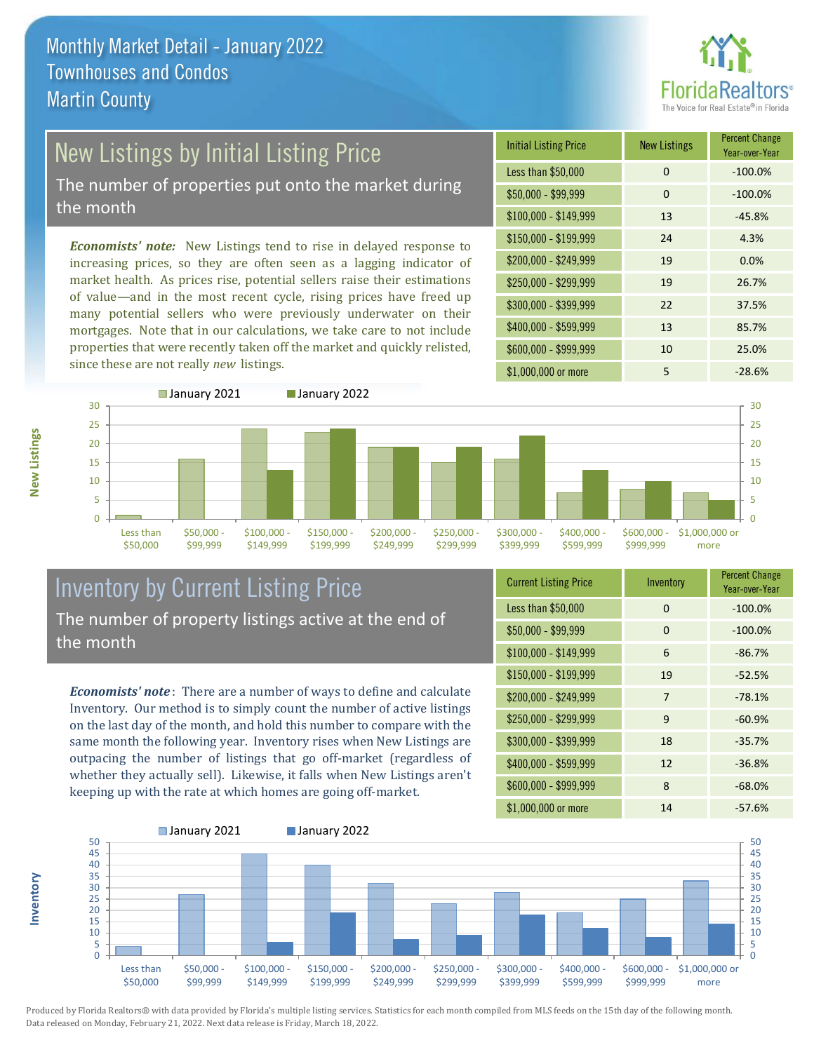# Monthly Market Detail - January 2022
## Townhouses and Condos
## Martin County

## New Listings by Initial Listing Price

The number of properties put onto the market during the month

*Economists' note:* New Listings tend to rise in delayed response to increasing prices, so they are often seen as a lagging indicator of market health. As prices rise, potential sellers raise their estimations of value—and in the most recent cycle, rising prices have freed up many potential sellers who were previously underwater on their mortgages. Note that in our calculations, we take care to not include properties that were recently taken off the market and quickly relisted, since these are not really *new* listings.

| Initial Listing Price | New Listings | Percent Change Year-over-Year |
|---|---|---|
| Less than $50,000 | 0 | -100.0% |
| $50,000 - $99,999 | 0 | -100.0% |
| $100,000 - $149,999 | 13 | -45.8% |
| $150,000 - $199,999 | 24 | 4.3% |
| $200,000 - $249,999 | 19 | 0.0% |
| $250,000 - $299,999 | 19 | 26.7% |
| $300,000 - $399,999 | 22 | 37.5% |
| $400,000 - $599,999 | 13 | 85.7% |
| $600,000 - $999,999 | 10 | 25.0% |
| $1,000,000 or more | 5 | -28.6% |

## Inventory by Current Listing Price

The number of property listings active at the end of the month

*Economists' note*: There are a number of ways to define and calculate Inventory. Our method is to simply count the number of active listings on the last day of the month, and hold this number to compare with the same month the following year. Inventory rises when New Listings are outpacing the number of listings that go off-market (regardless of whether they actually sell). Likewise, it falls when New Listings aren't keeping up with the rate at which homes are going off-market.

| Current Listing Price | Inventory | Percent Change Year-over-Year |
|---|---|---|
| Less than $50,000 | 0 | -100.0% |
| $50,000 - $99,999 | 0 | -100.0% |
| $100,000 - $149,999 | 6 | -86.7% |
| $150,000 - $199,999 | 19 | -52.5% |
| $200,000 - $249,999 | 7 | -78.1% |
| $250,000 - $299,999 | 9 | -60.9% |
| $300,000 - $399,999 | 18 | -35.7% |
| $400,000 - $599,999 | 12 | -36.8% |
| $600,000 - $999,999 | 8 | -68.0% |
| $1,000,000 or more | 14 | -57.6% |

Produced by Florida Realtors® with data provided by Florida's multiple listing services. Statistics for each month compiled from MLS feeds on the 15th day of the following month. Data released on Monday, February 21, 2022. Next data release is Friday, March 18, 2022.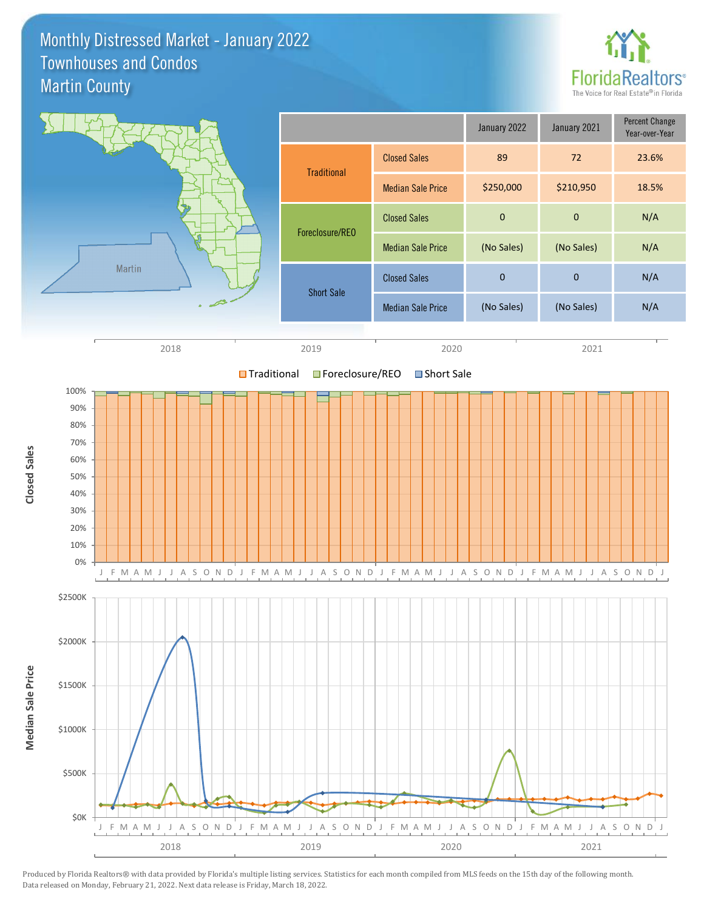# Monthly Distressed Market - January 2022
## Townhouses and Condos
## Martin County

FloridaRealtors®
The Voice for Real Estate® in Florida

Martin

| | | January 2022 | January 2021 | Percent Change Year-over-Year |
|---|---|---|---|---|
| Traditional | Closed Sales | 89 | 72 | 23.6% |
| | Median Sale Price | $250,000 | $210,950 | 18.5% |
| Foreclosure/REO | Closed Sales | 0 | 0 | N/A |
| | Median Sale Price | (No Sales) | (No Sales) | N/A |
| Short Sale | Closed Sales | 0 | 0 | N/A |
| | Median Sale Price | (No Sales) | (No Sales) | N/A |

2018 2019 2020 2021

Traditional Foreclosure/REO Short Sale

Closed Sales

100% 90% 80% 70% 60% 50% 40% 30% 20% 10% 0%

J F M A M J J A S O N D J F M A M J J A S O N D J F M A M J J A S O N D J F M A M J J A S O N D J

Median Sale Price

$2500K $2000K $1500K $1000K $500K $0K

J F M A M J J A S O N D J F M A M J J A S O N D J F M A M J J A S O N D J F M A M J J A S O N D J

2018 2019 2020 2021

Produced by Florida Realtors® with data provided by Florida's multiple listing services. Statistics for each month compiled from MLS feeds on the 15th day of the following month. Data released on Monday, February 21, 2022. Next data release is Friday, March 18, 2022.